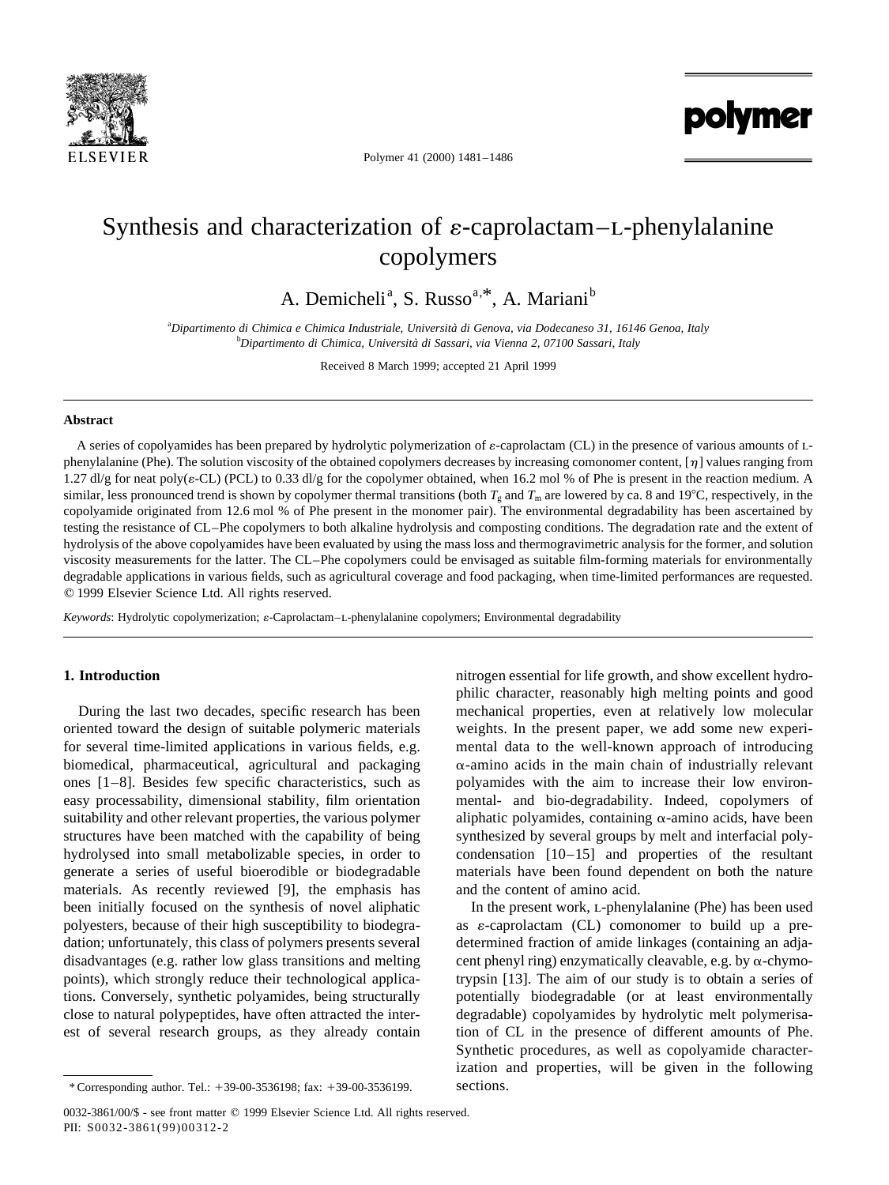# Synthesis and characterization of $\varepsilon$-caprolactam–L-phenylalanine copolymers

A. Demicheli[a], S. Russo[a,*], A. Mariani[b]

[a]*Dipartimento di Chimica e Chimica Industriale, Università di Genova, via Dodecaneso 31, 16146 Genoa, Italy*
[b]*Dipartimento di Chimica, Università di Sassari, via Vienna 2, 07100 Sassari, Italy*

Received 8 March 1999; accepted 21 April 1999

## Abstract

A series of copolyamides has been prepared by hydrolytic polymerization of $\varepsilon$-caprolactam (CL) in the presence of various amounts of L-phenylalanine (Phe). The solution viscosity of the obtained copolymers decreases by increasing comonomer content, $[\eta]$ values ranging from 1.27 dl/g for neat poly($\varepsilon$-CL) (PCL) to 0.33 dl/g for the copolymer obtained, when 16.2 mol % of Phe is present in the reaction medium. A similar, less pronounced trend is shown by copolymer thermal transitions (both $T_g$ and $T_m$ are lowered by ca. 8 and 19°C, respectively, in the copolyamide originated from 12.6 mol % of Phe present in the monomer pair). The environmental degradability has been ascertained by testing the resistance of CL–Phe copolymers to both alkaline hydrolysis and composting conditions. The degradation rate and the extent of hydrolysis of the above copolyamides have been evaluated by using the mass loss and thermogravimetric analysis for the former, and solution viscosity measurements for the latter. The CL–Phe copolymers could be envisaged as suitable film-forming materials for environmentally degradable applications in various fields, such as agricultural coverage and food packaging, when time-limited performances are requested. © 1999 Elsevier Science Ltd. All rights reserved.

*Keywords*: Hydrolytic copolymerization; $\varepsilon$-Caprolactam–L-phenylalanine copolymers; Environmental degradability

## 1. Introduction

During the last two decades, specific research has been oriented toward the design of suitable polymeric materials for several time-limited applications in various fields, e.g. biomedical, pharmaceutical, agricultural and packaging ones [1–8]. Besides few specific characteristics, such as easy processability, dimensional stability, film orientation suitability and other relevant properties, the various polymer structures have been matched with the capability of being hydrolysed into small metabolizable species, in order to generate a series of useful bioerodible or biodegradable materials. As recently reviewed [9], the emphasis has been initially focused on the synthesis of novel aliphatic polyesters, because of their high susceptibility to biodegradation; unfortunately, this class of polymers presents several disadvantages (e.g. rather low glass transitions and melting points), which strongly reduce their technological applications. Conversely, synthetic polyamides, being structurally close to natural polypeptides, have often attracted the interest of several research groups, as they already contain nitrogen essential for life growth, and show excellent hydrophilic character, reasonably high melting points and good mechanical properties, even at relatively low molecular weights. In the present paper, we add some new experimental data to the well-known approach of introducing $\alpha$-amino acids in the main chain of industrially relevant polyamides with the aim to increase their low environmental- and bio-degradability. Indeed, copolymers of aliphatic polyamides, containing $\alpha$-amino acids, have been synthesized by several groups by melt and interfacial polycondensation [10–15] and properties of the resultant materials have been found dependent on both the nature and the content of amino acid.

In the present work, L-phenylalanine (Phe) has been used as $\varepsilon$-caprolactam (CL) comonomer to build up a predetermined fraction of amide linkages (containing an adjacent phenyl ring) enzymatically cleavable, e.g. by $\alpha$-chymotrypsin [13]. The aim of our study is to obtain a series of potentially biodegradable (or at least environmentally degradable) copolyamides by hydrolytic melt polymerisation of CL in the presence of different amounts of Phe. Synthetic procedures, as well as copolyamide characterization and properties, will be given in the following sections.

* Corresponding author. Tel.: +39-00-3536198; fax: +39-00-3536199.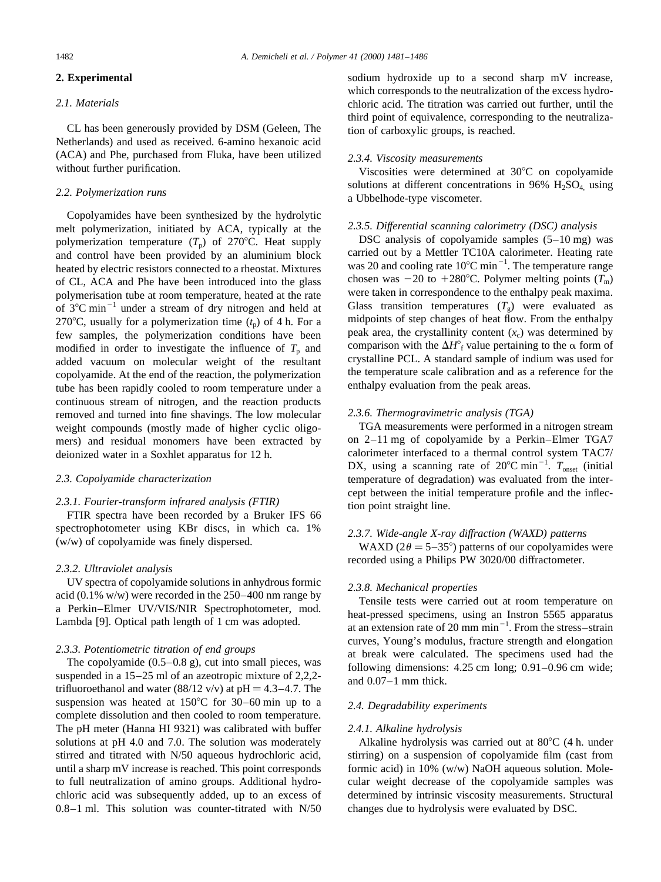## 2. Experimental

### 2.1. Materials

CL has been generously provided by DSM (Geleen, The Netherlands) and used as received. 6-amino hexanoic acid (ACA) and Phe, purchased from Fluka, have been utilized without further purification.

### 2.2. Polymerization runs

Copolyamides have been synthesized by the hydrolytic melt polymerization, initiated by ACA, typically at the polymerization temperature ($T_p$) of 270°C. Heat supply and control have been provided by an aluminium block heated by electric resistors connected to a rheostat. Mixtures of CL, ACA and Phe have been introduced into the glass polymerisation tube at room temperature, heated at the rate of 3°C min$^{-1}$ under a stream of dry nitrogen and held at 270°C, usually for a polymerization time ($t_p$) of 4 h. For a few samples, the polymerization conditions have been modified in order to investigate the influence of $T_p$ and added vacuum on molecular weight of the resultant copolyamide. At the end of the reaction, the polymerization tube has been rapidly cooled to room temperature under a continuous stream of nitrogen, and the reaction products removed and turned into fine shavings. The low molecular weight compounds (mostly made of higher cyclic oligomers) and residual monomers have been extracted by deionized water in a Soxhlet apparatus for 12 h.

### 2.3. Copolyamide characterization

#### 2.3.1. Fourier-transform infrared analysis (FTIR)

FTIR spectra have been recorded by a Bruker IFS 66 spectrophotometer using KBr discs, in which ca. 1% (w/w) of copolyamide was finely dispersed.

#### 2.3.2. Ultraviolet analysis

UV spectra of copolyamide solutions in anhydrous formic acid (0.1% w/w) were recorded in the 250–400 nm range by a Perkin–Elmer UV/VIS/NIR Spectrophotometer, mod. Lambda [9]. Optical path length of 1 cm was adopted.

#### 2.3.3. Potentiometric titration of end groups

The copolyamide (0.5–0.8 g), cut into small pieces, was suspended in a 15–25 ml of an azeotropic mixture of 2,2,2-trifluoroethanol and water (88/12 v/v) at pH = 4.3–4.7. The suspension was heated at 150°C for 30–60 min up to a complete dissolution and then cooled to room temperature. The pH meter (Hanna HI 9321) was calibrated with buffer solutions at pH 4.0 and 7.0. The solution was moderately stirred and titrated with N/50 aqueous hydrochloric acid, until a sharp mV increase is reached. This point corresponds to full neutralization of amino groups. Additional hydrochloric acid was subsequently added, up to an excess of 0.8–1 ml. This solution was counter-titrated with N/50 sodium hydroxide up to a second sharp mV increase, which corresponds to the neutralization of the excess hydrochloric acid. The titration was carried out further, until the third point of equivalence, corresponding to the neutralization of carboxylic groups, is reached.

#### 2.3.4. Viscosity measurements

Viscosities were determined at 30°C on copolyamide solutions at different concentrations in 96% $H_2SO_4$, using a Ubbelhode-type viscometer.

#### 2.3.5. Differential scanning calorimetry (DSC) analysis

DSC analysis of copolyamide samples (5–10 mg) was carried out by a Mettler TC10A calorimeter. Heating rate was 20 and cooling rate 10°C min$^{-1}$. The temperature range chosen was −20 to +280°C. Polymer melting points ($T_m$) were taken in correspondence to the enthalpy peak maxima. Glass transition temperatures ($T_g$) were evaluated as midpoints of step changes of heat flow. From the enthalpy peak area, the crystallinity content ($x_c$) was determined by comparison with the $\Delta H^\circ_f$ value pertaining to the α form of crystalline PCL. A standard sample of indium was used for the temperature scale calibration and as a reference for the enthalpy evaluation from the peak areas.

#### 2.3.6. Thermogravimetric analysis (TGA)

TGA measurements were performed in a nitrogen stream on 2–11 mg of copolyamide by a Perkin–Elmer TGA7 calorimeter interfaced to a thermal control system TAC7/DX, using a scanning rate of 20°C min$^{-1}$. $T_{onset}$ (initial temperature of degradation) was evaluated from the intercept between the initial temperature profile and the inflection point straight line.

#### 2.3.7. Wide-angle X-ray diffraction (WAXD) patterns

WAXD ($2\theta = 5$–$35°$) patterns of our copolyamides were recorded using a Philips PW 3020/00 diffractometer.

#### 2.3.8. Mechanical properties

Tensile tests were carried out at room temperature on heat-pressed specimens, using an Instron 5565 apparatus at an extension rate of 20 mm min$^{-1}$. From the stress–strain curves, Young's modulus, fracture strength and elongation at break were calculated. The specimens used had the following dimensions: 4.25 cm long; 0.91–0.96 cm wide; and 0.07–1 mm thick.

### 2.4. Degradability experiments

#### 2.4.1. Alkaline hydrolysis

Alkaline hydrolysis was carried out at 80°C (4 h. under stirring) on a suspension of copolyamide film (cast from formic acid) in 10% (w/w) NaOH aqueous solution. Molecular weight decrease of the copolyamide samples was determined by intrinsic viscosity measurements. Structural changes due to hydrolysis were evaluated by DSC.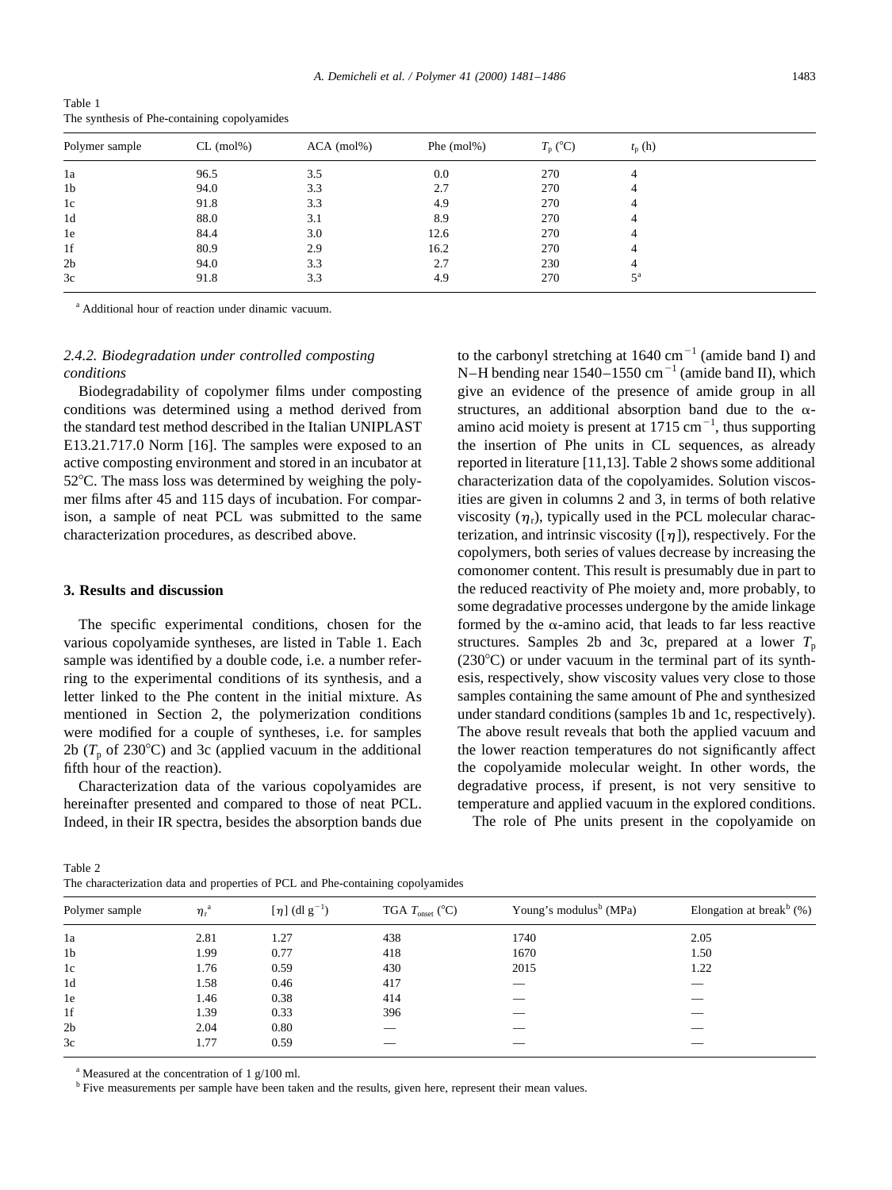Table 1
The synthesis of Phe-containing copolyamides

| Polymer sample | CL (mol%) | ACA (mol%) | Phe (mol%) | $T_p$ (°C) | $t_p$ (h) |
|---|---|---|---|---|---|
| 1a | 96.5 | 3.5 | 0.0 | 270 | 4 |
| 1b | 94.0 | 3.3 | 2.7 | 270 | 4 |
| 1c | 91.8 | 3.3 | 4.9 | 270 | 4 |
| 1d | 88.0 | 3.1 | 8.9 | 270 | 4 |
| 1e | 84.4 | 3.0 | 12.6 | 270 | 4 |
| 1f | 80.9 | 2.9 | 16.2 | 270 | 4 |
| 2b | 94.0 | 3.3 | 2.7 | 230 | 4 |
| 3c | 91.8 | 3.3 | 4.9 | 270 | 5[a] |

[a] Additional hour of reaction under dinamic vacuum.

### 2.4.2. Biodegradation under controlled composting conditions

Biodegradability of copolymer films under composting conditions was determined using a method derived from the standard test method described in the Italian UNIPLAST E13.21.717.0 Norm [16]. The samples were exposed to an active composting environment and stored in an incubator at 52°C. The mass loss was determined by weighing the polymer films after 45 and 115 days of incubation. For comparison, a sample of neat PCL was submitted to the same characterization procedures, as described above.

## 3. Results and discussion

The specific experimental conditions, chosen for the various copolyamide syntheses, are listed in Table 1. Each sample was identified by a double code, i.e. a number referring to the experimental conditions of its synthesis, and a letter linked to the Phe content in the initial mixture. As mentioned in Section 2, the polymerization conditions were modified for a couple of syntheses, i.e. for samples 2b ($T_p$ of 230°C) and 3c (applied vacuum in the additional fifth hour of the reaction).

Characterization data of the various copolyamides are hereinafter presented and compared to those of neat PCL. Indeed, in their IR spectra, besides the absorption bands due to the carbonyl stretching at 1640 $cm^{-1}$ (amide band I) and N–H bending near 1540–1550 $cm^{-1}$ (amide band II), which give an evidence of the presence of amide group in all structures, an additional absorption band due to the α-amino acid moiety is present at 1715 $cm^{-1}$, thus supporting the insertion of Phe units in CL sequences, as already reported in literature [11,13]. Table 2 shows some additional characterization data of the copolyamides. Solution viscosities are given in columns 2 and 3, in terms of both relative viscosity ($\eta_r$), typically used in the PCL molecular characterization, and intrinsic viscosity ([$\eta$]), respectively. For the copolymers, both series of values decrease by increasing the comonomer content. This result is presumably due in part to the reduced reactivity of Phe moiety and, more probably, to some degradative processes undergone by the amide linkage formed by the α-amino acid, that leads to far less reactive structures. Samples 2b and 3c, prepared at a lower $T_p$ (230°C) or under vacuum in the terminal part of its synthesis, respectively, show viscosity values very close to those samples containing the same amount of Phe and synthesized under standard conditions (samples 1b and 1c, respectively). The above result reveals that both the applied vacuum and the lower reaction temperatures do not significantly affect the copolyamide molecular weight. In other words, the degradative process, if present, is not very sensitive to temperature and applied vacuum in the explored conditions.

The role of Phe units present in the copolyamide on

Table 2
The characterization data and properties of PCL and Phe-containing copolyamides

| Polymer sample | $\eta_r$[a] | [$\eta$] (dl $g^{-1}$) | TGA $T_{onset}$ (°C) | Young's modulus[b] (MPa) | Elongation at break[b] (%) |
|---|---|---|---|---|---|
| 1a | 2.81 | 1.27 | 438 | 1740 | 2.05 |
| 1b | 1.99 | 0.77 | 418 | 1670 | 1.50 |
| 1c | 1.76 | 0.59 | 430 | 2015 | 1.22 |
| 1d | 1.58 | 0.46 | 417 | — | — |
| 1e | 1.46 | 0.38 | 414 | — | — |
| 1f | 1.39 | 0.33 | 396 | — | — |
| 2b | 2.04 | 0.80 | — | — | — |
| 3c | 1.77 | 0.59 | — | — | — |

[a] Measured at the concentration of 1 g/100 ml.
[b] Five measurements per sample have been taken and the results, given here, represent their mean values.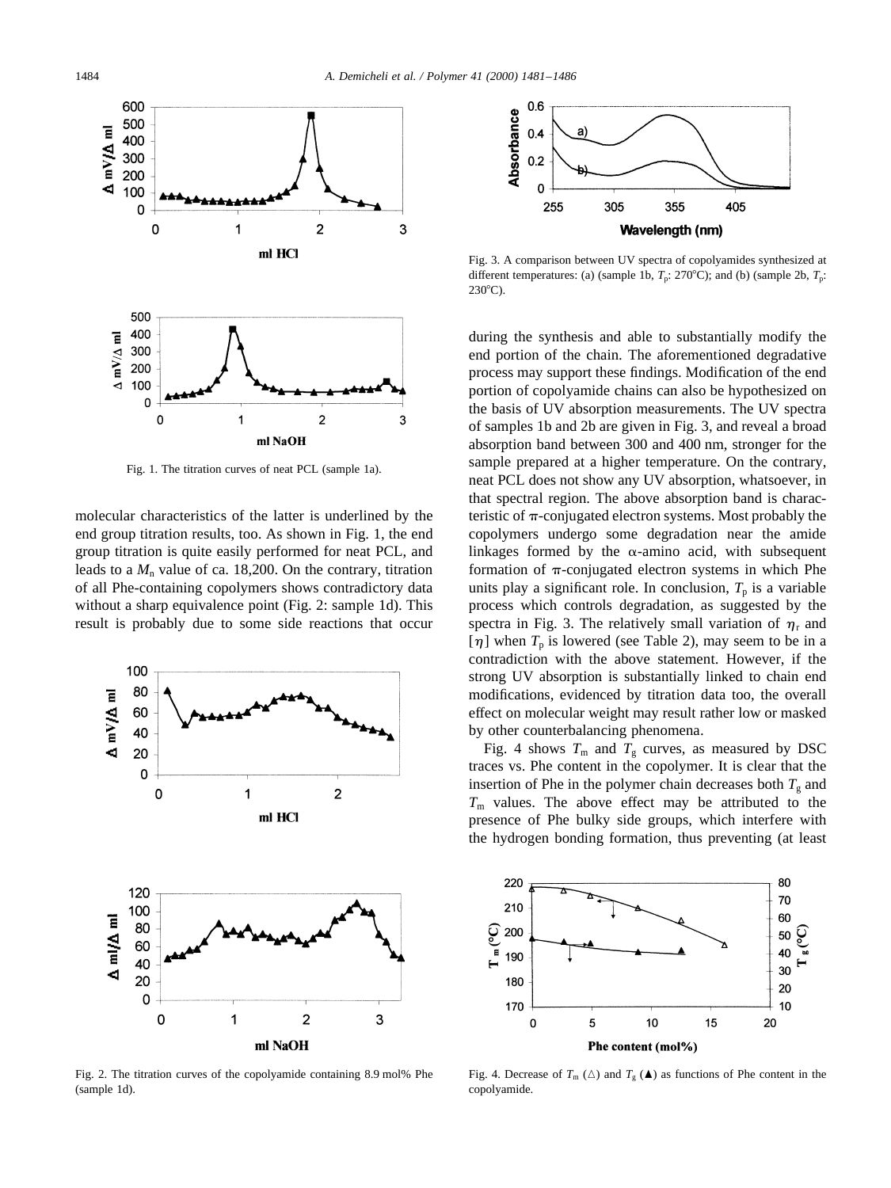Fig. 1. The titration curves of neat PCL (sample 1a).

molecular characteristics of the latter is underlined by the end group titration results, too. As shown in Fig. 1, the end group titration is quite easily performed for neat PCL, and leads to a $M_n$ value of ca. 18,200. On the contrary, titration of all Phe-containing copolymers shows contradictory data without a sharp equivalence point (Fig. 2: sample 1d). This result is probably due to some side reactions that occur during the synthesis and able to substantially modify the end portion of the chain. The aforementioned degradative process may support these findings. Modification of the end portion of copolyamide chains can also be hypothesized on the basis of UV absorption measurements. The UV spectra of samples 1b and 2b are given in Fig. 3, and reveal a broad absorption band between 300 and 400 nm, stronger for the sample prepared at a higher temperature. On the contrary, neat PCL does not show any UV absorption, whatsoever, in that spectral region. The above absorption band is characteristic of π-conjugated electron systems. Most probably the copolymers undergo some degradation near the amide linkages formed by the α-amino acid, with subsequent formation of π-conjugated electron systems in which Phe units play a significant role. In conclusion, $T_p$ is a variable process which controls degradation, as suggested by the spectra in Fig. 3. The relatively small variation of $\eta_r$ and $[\eta]$ when $T_p$ is lowered (see Table 2), may seem to be in a contradiction with the above statement. However, if the strong UV absorption is substantially linked to chain end modifications, evidenced by titration data too, the overall effect on molecular weight may result rather low or masked by other counterbalancing phenomena.

Fig. 2. The titration curves of the copolyamide containing 8.9 mol% Phe (sample 1d).

Fig. 3. A comparison between UV spectra of copolyamides synthesized at different temperatures: (a) (sample 1b, $T_p$: 270°C); and (b) (sample 2b, $T_p$: 230°C).

Fig. 4 shows $T_m$ and $T_g$ curves, as measured by DSC traces vs. Phe content in the copolymer. It is clear that the insertion of Phe in the polymer chain decreases both $T_g$ and $T_m$ values. The above effect may be attributed to the presence of Phe bulky side groups, which interfere with the hydrogen bonding formation, thus preventing (at least

Fig. 4. Decrease of $T_m$ (△) and $T_g$ (▲) as functions of Phe content in the copolyamide.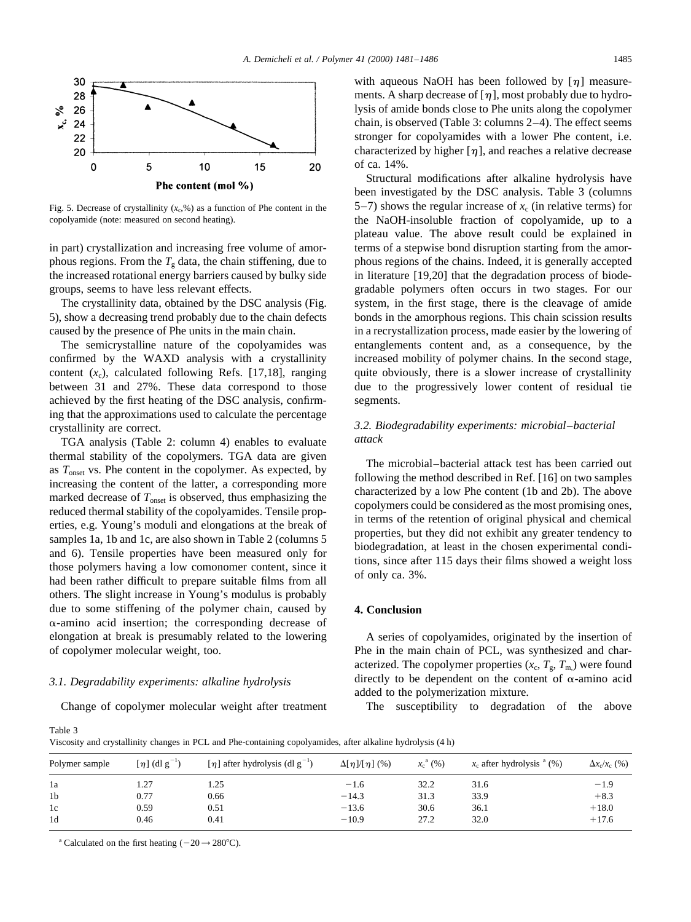Fig. 5. Decrease of crystallinity ($x_c$,%) as a function of Phe content in the copolyamide (note: measured on second heating).

in part) crystallization and increasing free volume of amorphous regions. From the $T_g$ data, the chain stiffening, due to the increased rotational energy barriers caused by bulky side groups, seems to have less relevant effects.

The crystallinity data, obtained by the DSC analysis (Fig. 5), show a decreasing trend probably due to the chain defects caused by the presence of Phe units in the main chain.

The semicrystalline nature of the copolyamides was confirmed by the WAXD analysis with a crystallinity content ($x_c$), calculated following Refs. [17,18], ranging between 31 and 27%. These data correspond to those achieved by the first heating of the DSC analysis, confirming that the approximations used to calculate the percentage crystallinity are correct.

TGA analysis (Table 2: column 4) enables to evaluate thermal stability of the copolymers. TGA data are given as $T_{onset}$ vs. Phe content in the copolymer. As expected, by increasing the content of the latter, a corresponding more marked decrease of $T_{onset}$ is observed, thus emphasizing the reduced thermal stability of the copolyamides. Tensile properties, e.g. Young's moduli and elongations at the break of samples 1a, 1b and 1c, are also shown in Table 2 (columns 5 and 6). Tensile properties have been measured only for those polymers having a low comonomer content, since it had been rather difficult to prepare suitable films from all others. The slight increase in Young's modulus is probably due to some stiffening of the polymer chain, caused by α-amino acid insertion; the corresponding decrease of elongation at break is presumably related to the lowering of copolymer molecular weight, too.

### 3.1. Degradability experiments: alkaline hydrolysis

Change of copolymer molecular weight after treatment with aqueous NaOH has been followed by $[\eta]$ measurements. A sharp decrease of $[\eta]$, most probably due to hydrolysis of amide bonds close to Phe units along the copolymer chain, is observed (Table 3: columns 2–4). The effect seems stronger for copolyamides with a lower Phe content, i.e. characterized by higher $[\eta]$, and reaches a relative decrease of ca. 14%.

Structural modifications after alkaline hydrolysis have been investigated by the DSC analysis. Table 3 (columns 5–7) shows the regular increase of $x_c$ (in relative terms) for the NaOH-insoluble fraction of copolyamide, up to a plateau value. The above result could be explained in terms of a stepwise bond disruption starting from the amorphous regions of the chains. Indeed, it is generally accepted in literature [19,20] that the degradation process of biodegradable polymers often occurs in two stages. For our system, in the first stage, there is the cleavage of amide bonds in the amorphous regions. This chain scission results in a recrystallization process, made easier by the lowering of entanglements content and, as a consequence, by the increased mobility of polymer chains. In the second stage, quite obviously, there is a slower increase of crystallinity due to the progressively lower content of residual tie segments.

### 3.2. Biodegradability experiments: microbial–bacterial attack

The microbial–bacterial attack test has been carried out following the method described in Ref. [16] on two samples characterized by a low Phe content (1b and 2b). The above copolymers could be considered as the most promising ones, in terms of the retention of original physical and chemical properties, but they did not exhibit any greater tendency to biodegradation, at least in the chosen experimental conditions, since after 115 days their films showed a weight loss of only ca. 3%.

## 4. Conclusion

A series of copolyamides, originated by the insertion of Phe in the main chain of PCL, was synthesized and characterized. The copolymer properties ($x_c$, $T_g$, $T_m$) were found directly to be dependent on the content of α-amino acid added to the polymerization mixture.

The susceptibility to degradation of the above

Table 3
Viscosity and crystallinity changes in PCL and Phe-containing copolyamides, after alkaline hydrolysis (4 h)

| Polymer sample | $[\eta]$ (dl g$^{-1}$) | $[\eta]$ after hydrolysis (dl g$^{-1}$) | $\Delta[\eta]/[\eta]$ (%) | $x_c$[a] (%) | $x_c$ after hydrolysis[a] (%) | $\Delta x_c/x_c$ (%) |
|---|---|---|---|---|---|---|
| 1a | 1.27 | 1.25 | −1.6 | 32.2 | 31.6 | −1.9 |
| 1b | 0.77 | 0.66 | −14.3 | 31.3 | 33.9 | +8.3 |
| 1c | 0.59 | 0.51 | −13.6 | 30.6 | 36.1 | +18.0 |
| 1d | 0.46 | 0.41 | −10.9 | 27.2 | 32.0 | +17.6 |

[a] Calculated on the first heating (−20 → 280°C).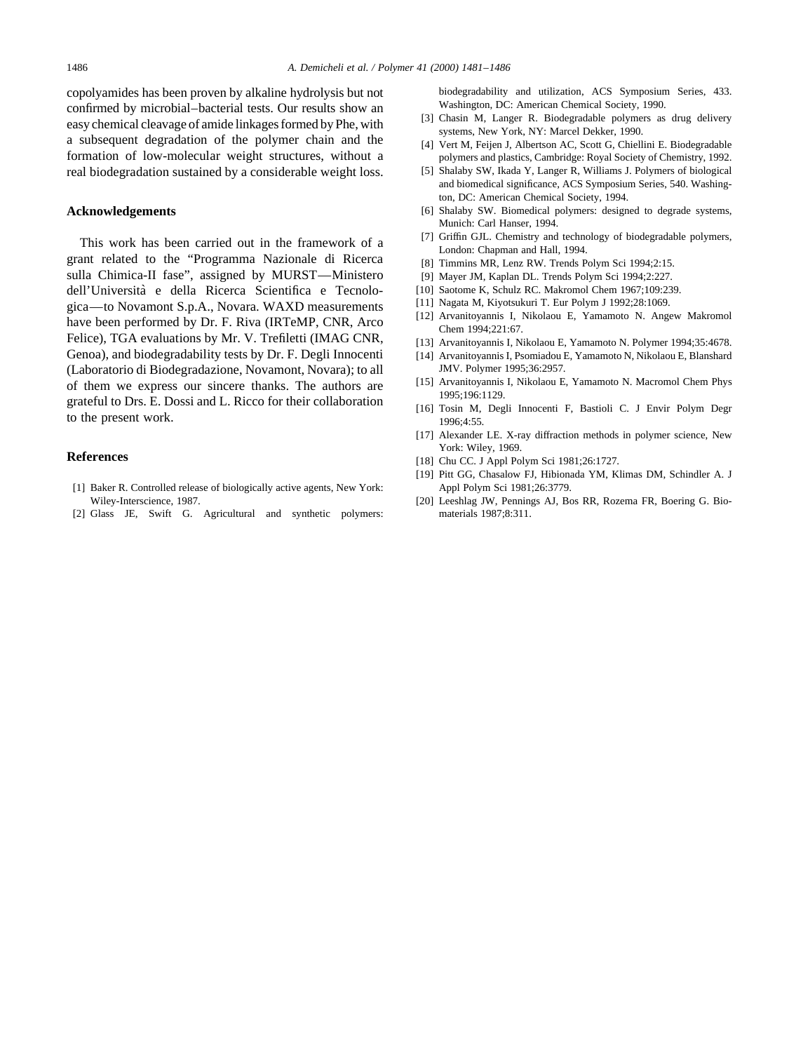copolyamides has been proven by alkaline hydrolysis but not confirmed by microbial–bacterial tests. Our results show an easy chemical cleavage of amide linkages formed by Phe, with a subsequent degradation of the polymer chain and the formation of low-molecular weight structures, without a real biodegradation sustained by a considerable weight loss.

## Acknowledgements

This work has been carried out in the framework of a grant related to the "Programma Nazionale di Ricerca sulla Chimica-II fase", assigned by MURST—Ministero dell'Università e della Ricerca Scientifica e Tecnologica—to Novamont S.p.A., Novara. WAXD measurements have been performed by Dr. F. Riva (IRTeMP, CNR, Arco Felice), TGA evaluations by Mr. V. Trefiletti (IMAG CNR, Genoa), and biodegradability tests by Dr. F. Degli Innocenti (Laboratorio di Biodegradazione, Novamont, Novara); to all of them we express our sincere thanks. The authors are grateful to Drs. E. Dossi and L. Ricco for their collaboration to the present work.

## References

[1] Baker R. Controlled release of biologically active agents, New York: Wiley-Interscience, 1987.
[2] Glass JE, Swift G. Agricultural and synthetic polymers: biodegradability and utilization, ACS Symposium Series, 433. Washington, DC: American Chemical Society, 1990.
[3] Chasin M, Langer R. Biodegradable polymers as drug delivery systems, New York, NY: Marcel Dekker, 1990.
[4] Vert M, Feijen J, Albertson AC, Scott G, Chiellini E. Biodegradable polymers and plastics, Cambridge: Royal Society of Chemistry, 1992.
[5] Shalaby SW, Ikada Y, Langer R, Williams J. Polymers of biological and biomedical significance, ACS Symposium Series, 540. Washington, DC: American Chemical Society, 1994.
[6] Shalaby SW. Biomedical polymers: designed to degrade systems, Munich: Carl Hanser, 1994.
[7] Griffin GJL. Chemistry and technology of biodegradable polymers, London: Chapman and Hall, 1994.
[8] Timmins MR, Lenz RW. Trends Polym Sci 1994;2:15.
[9] Mayer JM, Kaplan DL. Trends Polym Sci 1994;2:227.
[10] Saotome K, Schulz RC. Makromol Chem 1967;109:239.
[11] Nagata M, Kiyotsukuri T. Eur Polym J 1992;28:1069.
[12] Arvanitoyannis I, Nikolaou E, Yamamoto N. Angew Makromol Chem 1994;221:67.
[13] Arvanitoyannis I, Nikolaou E, Yamamoto N. Polymer 1994;35:4678.
[14] Arvanitoyannis I, Psomiadou E, Yamamoto N, Nikolaou E, Blanshard JMV. Polymer 1995;36:2957.
[15] Arvanitoyannis I, Nikolaou E, Yamamoto N. Macromol Chem Phys 1995;196:1129.
[16] Tosin M, Degli Innocenti F, Bastioli C. J Envir Polym Degr 1996;4:55.
[17] Alexander LE. X-ray diffraction methods in polymer science, New York: Wiley, 1969.
[18] Chu CC. J Appl Polym Sci 1981;26:1727.
[19] Pitt GG, Chasalow FJ, Hibionada YM, Klimas DM, Schindler A. J Appl Polym Sci 1981;26:3779.
[20] Leeshlag JW, Pennings AJ, Bos RR, Rozema FR, Boering G. Biomaterials 1987;8:311.